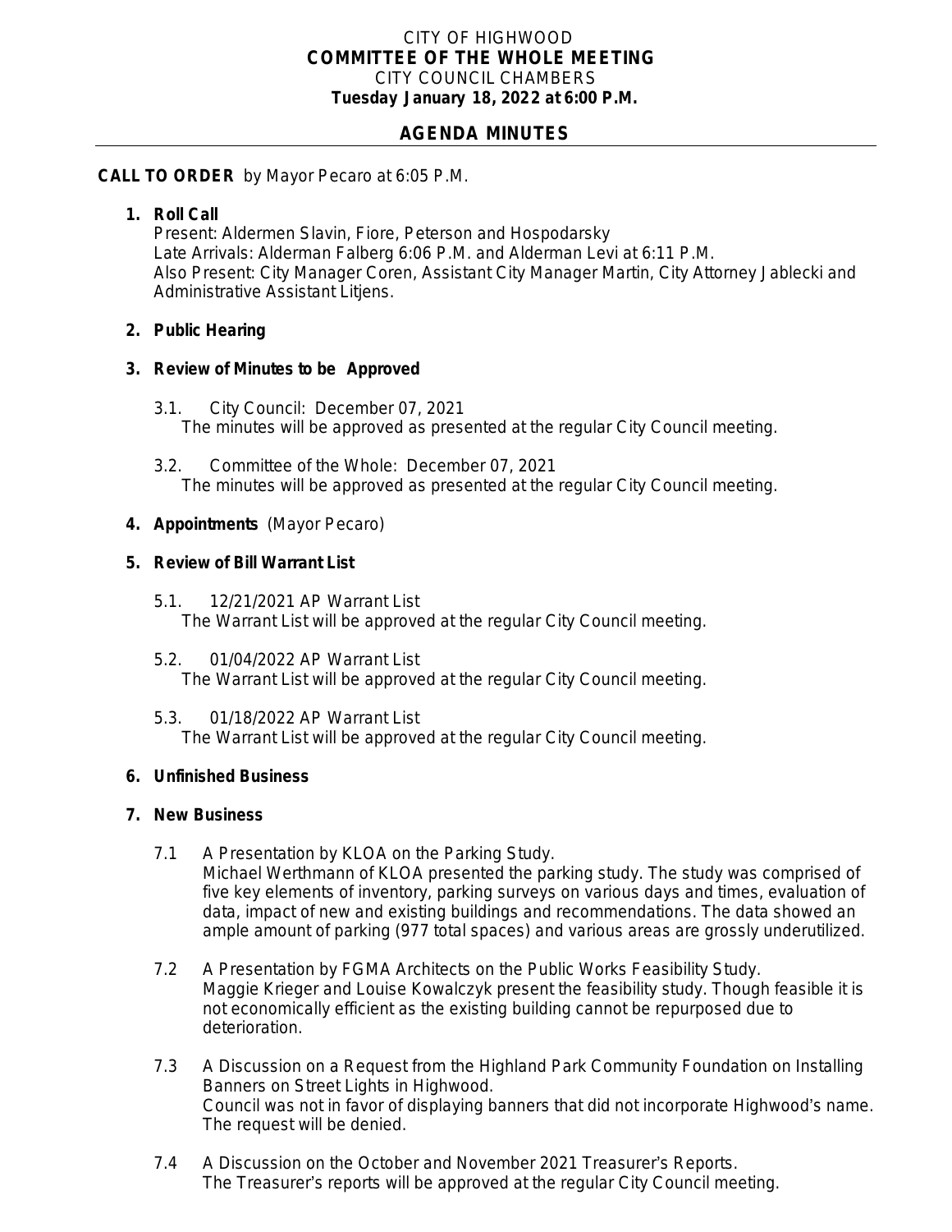CITY OF HIGHWOOD

**COMMITTEE OF THE WHOLE MEETING**

CITY COUNCIL CHAMBERS

**Tuesday January 18, 2022 at 6:00 P.M.**

## AGENDA MINUTES

**CALL TO ORDER** by Mayor Pecaro at 6:05 P.M.

1. **Roll Call**
   Present: Aldermen Slavin, Fiore, Peterson and Hospodarsky
   Late Arrivals: Alderman Falberg 6:06 P.M. and Alderman Levi at 6:11 P.M.
   Also Present: City Manager Coren, Assistant City Manager Martin, City Attorney Jablecki and Administrative Assistant Litjens.

2. **Public Hearing**

3. **Review of Minutes to be Approved**

   3.1. City Council: December 07, 2021
   The minutes will be approved as presented at the regular City Council meeting.

   3.2. Committee of the Whole: December 07, 2021
   The minutes will be approved as presented at the regular City Council meeting.

4. **Appointments** (Mayor Pecaro)

5. **Review of Bill Warrant List**

   5.1. 12/21/2021 AP Warrant List
   The Warrant List will be approved at the regular City Council meeting.

   5.2. 01/04/2022 AP Warrant List
   The Warrant List will be approved at the regular City Council meeting.

   5.3. 01/18/2022 AP Warrant List
   The Warrant List will be approved at the regular City Council meeting.

6. **Unfinished Business**

7. **New Business**

   7.1 A Presentation by KLOA on the Parking Study.
   Michael Werthmann of KLOA presented the parking study. The study was comprised of five key elements of inventory, parking surveys on various days and times, evaluation of data, impact of new and existing buildings and recommendations. The data showed an ample amount of parking (977 total spaces) and various areas are grossly underutilized.

   7.2 A Presentation by FGMA Architects on the Public Works Feasibility Study.
   Maggie Krieger and Louise Kowalczyk present the feasibility study. Though feasible it is not economically efficient as the existing building cannot be repurposed due to deterioration.

   7.3 A Discussion on a Request from the Highland Park Community Foundation on Installing Banners on Street Lights in Highwood.
   Council was not in favor of displaying banners that did not incorporate Highwood's name. The request will be denied.

   7.4 A Discussion on the October and November 2021 Treasurer's Reports.
   The Treasurer's reports will be approved at the regular City Council meeting.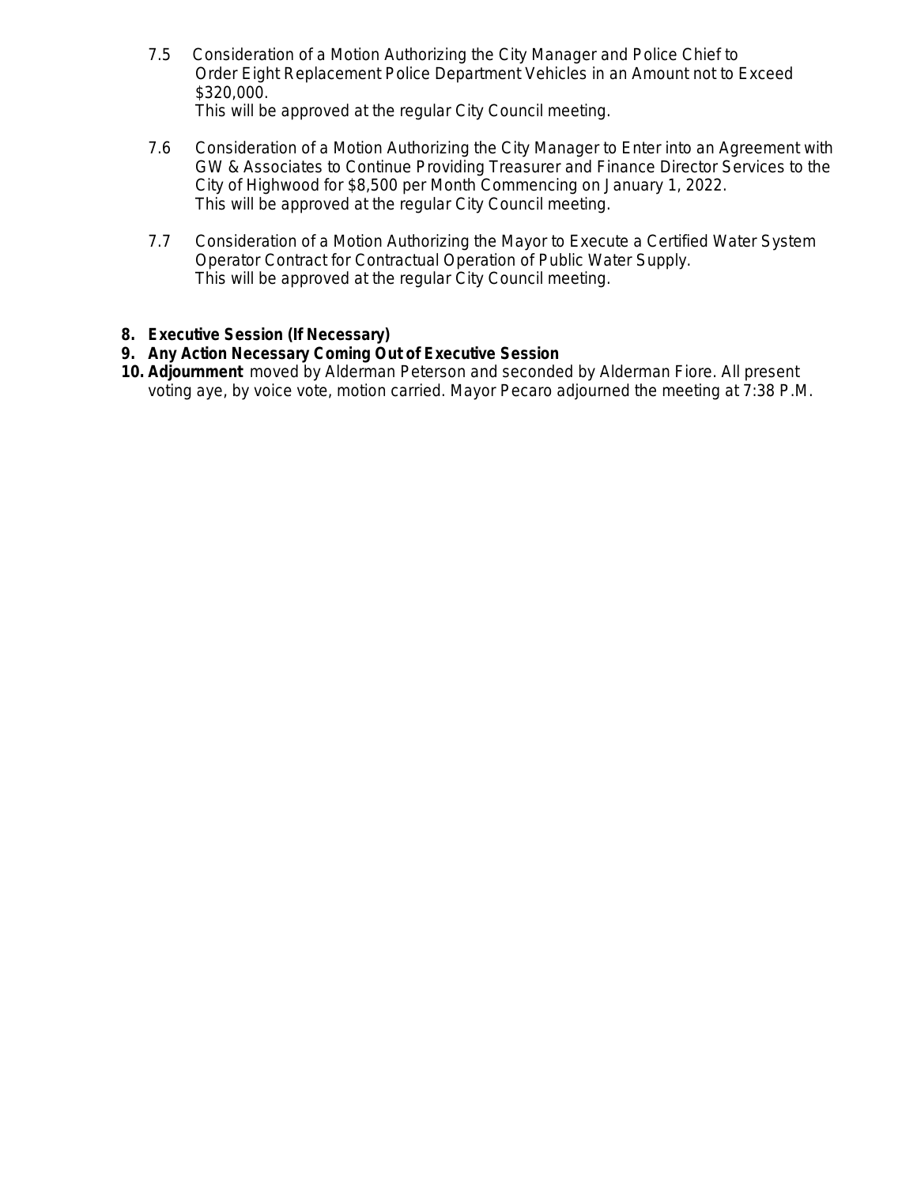7.5 Consideration of a Motion Authorizing the City Manager and Police Chief to Order Eight Replacement Police Department Vehicles in an Amount not to Exceed $320,000.
This will be approved at the regular City Council meeting.

7.6 Consideration of a Motion Authorizing the City Manager to Enter into an Agreement with GW & Associates to Continue Providing Treasurer and Finance Director Services to the City of Highwood for $8,500 per Month Commencing on January 1, 2022.
This will be approved at the regular City Council meeting.

7.7 Consideration of a Motion Authorizing the Mayor to Execute a Certified Water System Operator Contract for Contractual Operation of Public Water Supply.
This will be approved at the regular City Council meeting.

8. **Executive Session (If Necessary)**
9. **Any Action Necessary Coming Out of Executive Session**
10. **Adjournment** moved by Alderman Peterson and seconded by Alderman Fiore. All present voting aye, by voice vote, motion carried. Mayor Pecaro adjourned the meeting at 7:38 P.M.